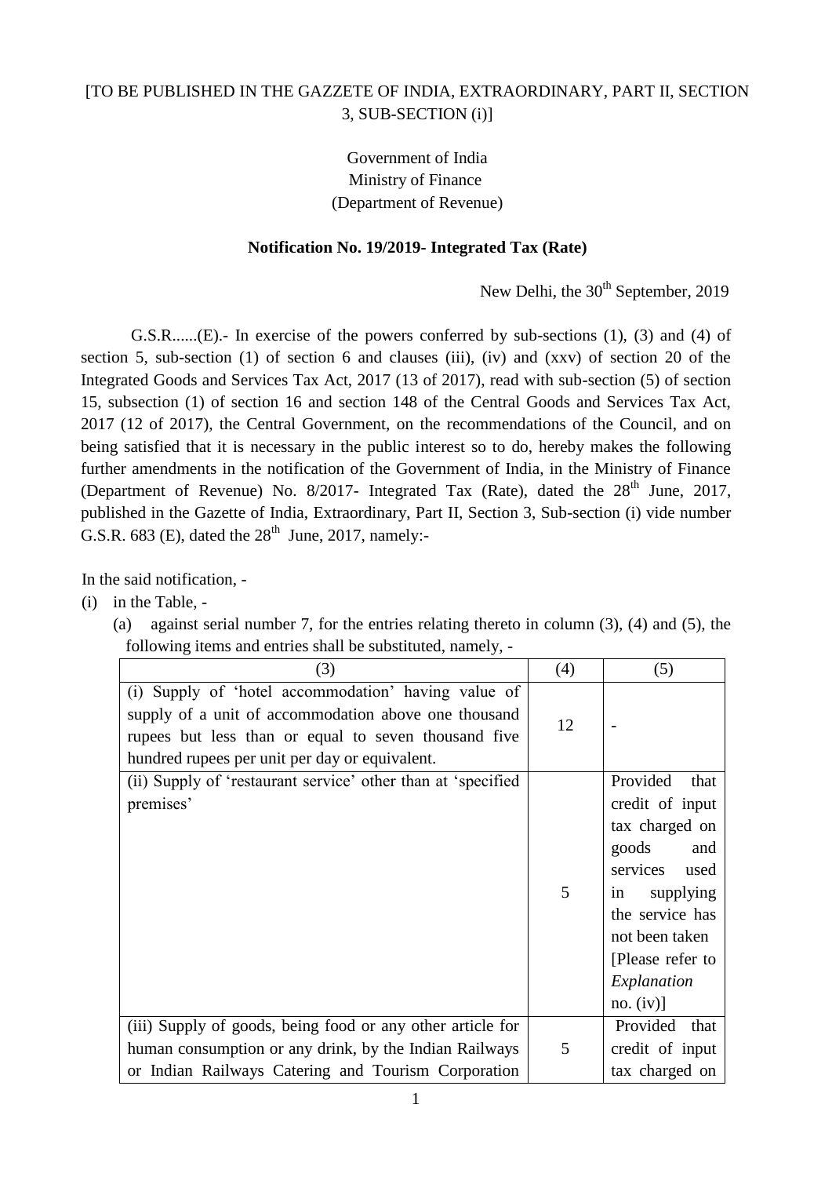[TO BE PUBLISHED IN THE GAZZETE OF INDIA, EXTRAORDINARY, PART II, SECTION 3, SUB-SECTION (i)]

Government of India
Ministry of Finance
(Department of Revenue)

**Notification No. 19/2019- Integrated Tax (Rate)**

New Delhi, the 30th September, 2019

G.S.R......(E).- In exercise of the powers conferred by sub-sections (1), (3) and (4) of section 5, sub-section (1) of section 6 and clauses (iii), (iv) and (xxv) of section 20 of the Integrated Goods and Services Tax Act, 2017 (13 of 2017), read with sub-section (5) of section 15, subsection (1) of section 16 and section 148 of the Central Goods and Services Tax Act, 2017 (12 of 2017), the Central Government, on the recommendations of the Council, and on being satisfied that it is necessary in the public interest so to do, hereby makes the following further amendments in the notification of the Government of India, in the Ministry of Finance (Department of Revenue) No. 8/2017- Integrated Tax (Rate), dated the 28th June, 2017, published in the Gazette of India, Extraordinary, Part II, Section 3, Sub-section (i) vide number G.S.R. 683 (E), dated the 28th June, 2017, namely:-

In the said notification, -

(i) in the Table, -

(a) against serial number 7, for the entries relating thereto in column (3), (4) and (5), the following items and entries shall be substituted, namely, -

| (3) | (4) | (5) |
|---|---|---|
| (i) Supply of 'hotel accommodation' having value of supply of a unit of accommodation above one thousand rupees but less than or equal to seven thousand five hundred rupees per unit per day or equivalent. | 12 | - |
| (ii) Supply of 'restaurant service' other than at 'specified premises' | 5 | Provided that credit of input tax charged on goods and services used in supplying the service has not been taken [Please refer to *Explanation* no. (iv)] |
| (iii) Supply of goods, being food or any other article for human consumption or any drink, by the Indian Railways or Indian Railways Catering and Tourism Corporation | 5 | Provided that credit of input tax charged on |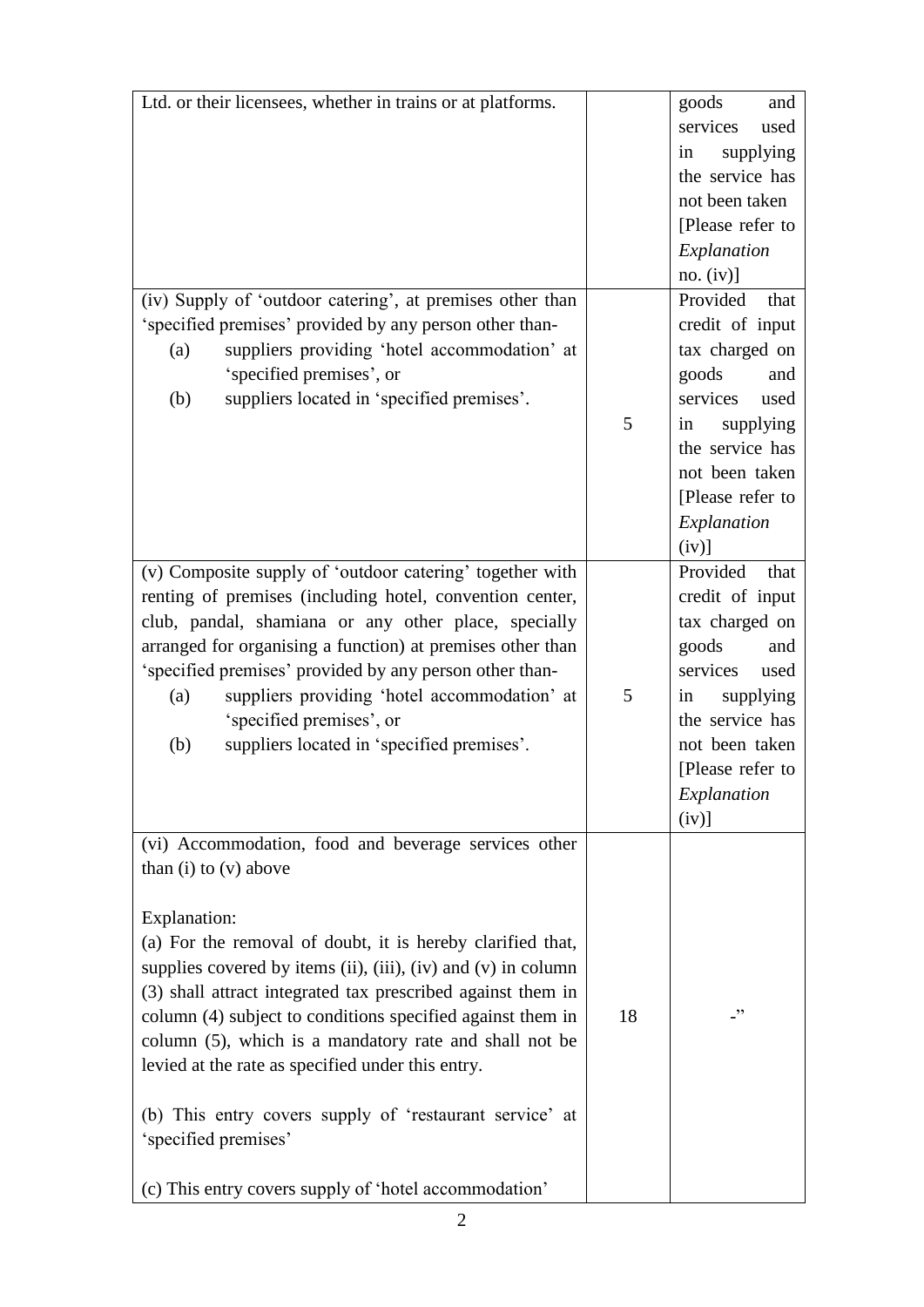| | | |
|---|---|---|
| Ltd. or their licensees, whether in trains or at platforms. | | goods and services used in supplying the service has not been taken [Please refer to *Explanation* no. (iv)] |
| (iv) Supply of 'outdoor catering', at premises other than 'specified premises' provided by any person other than-<br>(a) suppliers providing 'hotel accommodation' at 'specified premises', or<br>(b) suppliers located in 'specified premises'. | 5 | Provided that credit of input tax charged on goods and services used in supplying the service has not been taken [Please refer to *Explanation* (iv)] |
| (v) Composite supply of 'outdoor catering' together with renting of premises (including hotel, convention center, club, pandal, shamiana or any other place, specially arranged for organising a function) at premises other than 'specified premises' provided by any person other than-<br>(a) suppliers providing 'hotel accommodation' at 'specified premises', or<br>(b) suppliers located in 'specified premises'. | 5 | Provided that credit of input tax charged on goods and services used in supplying the service has not been taken [Please refer to *Explanation* (iv)] |
| (vi) Accommodation, food and beverage services other than (i) to (v) above<br><br>Explanation:<br>(a) For the removal of doubt, it is hereby clarified that, supplies covered by items (ii), (iii), (iv) and (v) in column (3) shall attract integrated tax prescribed against them in column (4) subject to conditions specified against them in column (5), which is a mandatory rate and shall not be levied at the rate as specified under this entry.<br><br>(b) This entry covers supply of 'restaurant service' at 'specified premises'<br><br>(c) This entry covers supply of 'hotel accommodation' | 18 | -" |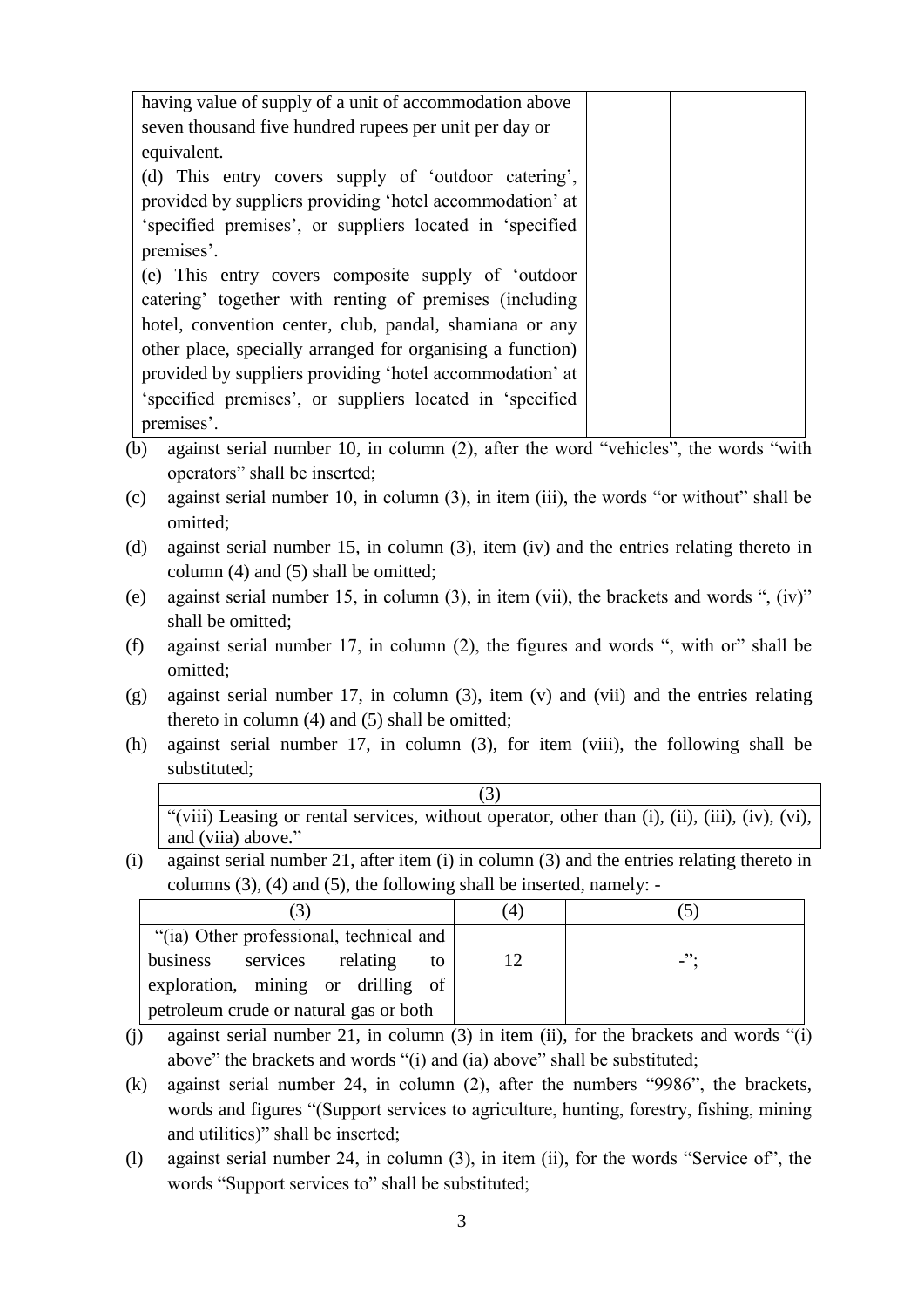| | | |
|---|---|---|
| having value of supply of a unit of accommodation above seven thousand five hundred rupees per unit per day or equivalent.<br>(d) This entry covers supply of 'outdoor catering', provided by suppliers providing 'hotel accommodation' at 'specified premises', or suppliers located in 'specified premises'.<br>(e) This entry covers composite supply of 'outdoor catering' together with renting of premises (including hotel, convention center, club, pandal, shamiana or any other place, specially arranged for organising a function) provided by suppliers providing 'hotel accommodation' at 'specified premises', or suppliers located in 'specified premises'. | | |

(b) against serial number 10, in column (2), after the word "vehicles", the words "with operators" shall be inserted;

(c) against serial number 10, in column (3), in item (iii), the words "or without" shall be omitted;

(d) against serial number 15, in column (3), item (iv) and the entries relating thereto in column (4) and (5) shall be omitted;

(e) against serial number 15, in column (3), in item (vii), the brackets and words ", (iv)" shall be omitted;

(f) against serial number 17, in column (2), the figures and words ", with or" shall be omitted;

(g) against serial number 17, in column (3), item (v) and (vii) and the entries relating thereto in column (4) and (5) shall be omitted;

(h) against serial number 17, in column (3), for item (viii), the following shall be substituted;

| (3) |
|---|
| "(viii) Leasing or rental services, without operator, other than (i), (ii), (iii), (iv), (vi), and (viia) above." |

(i) against serial number 21, after item (i) in column (3) and the entries relating thereto in columns (3), (4) and (5), the following shall be inserted, namely: -

| (3) | (4) | (5) |
|---|---|---|
| "(ia) Other professional, technical and business services relating to exploration, mining or drilling of petroleum crude or natural gas or both | 12 | -"; |

(j) against serial number 21, in column (3) in item (ii), for the brackets and words "(i) above" the brackets and words "(i) and (ia) above" shall be substituted;

(k) against serial number 24, in column (2), after the numbers "9986", the brackets, words and figures "(Support services to agriculture, hunting, forestry, fishing, mining and utilities)" shall be inserted;

(l) against serial number 24, in column (3), in item (ii), for the words "Service of", the words "Support services to" shall be substituted;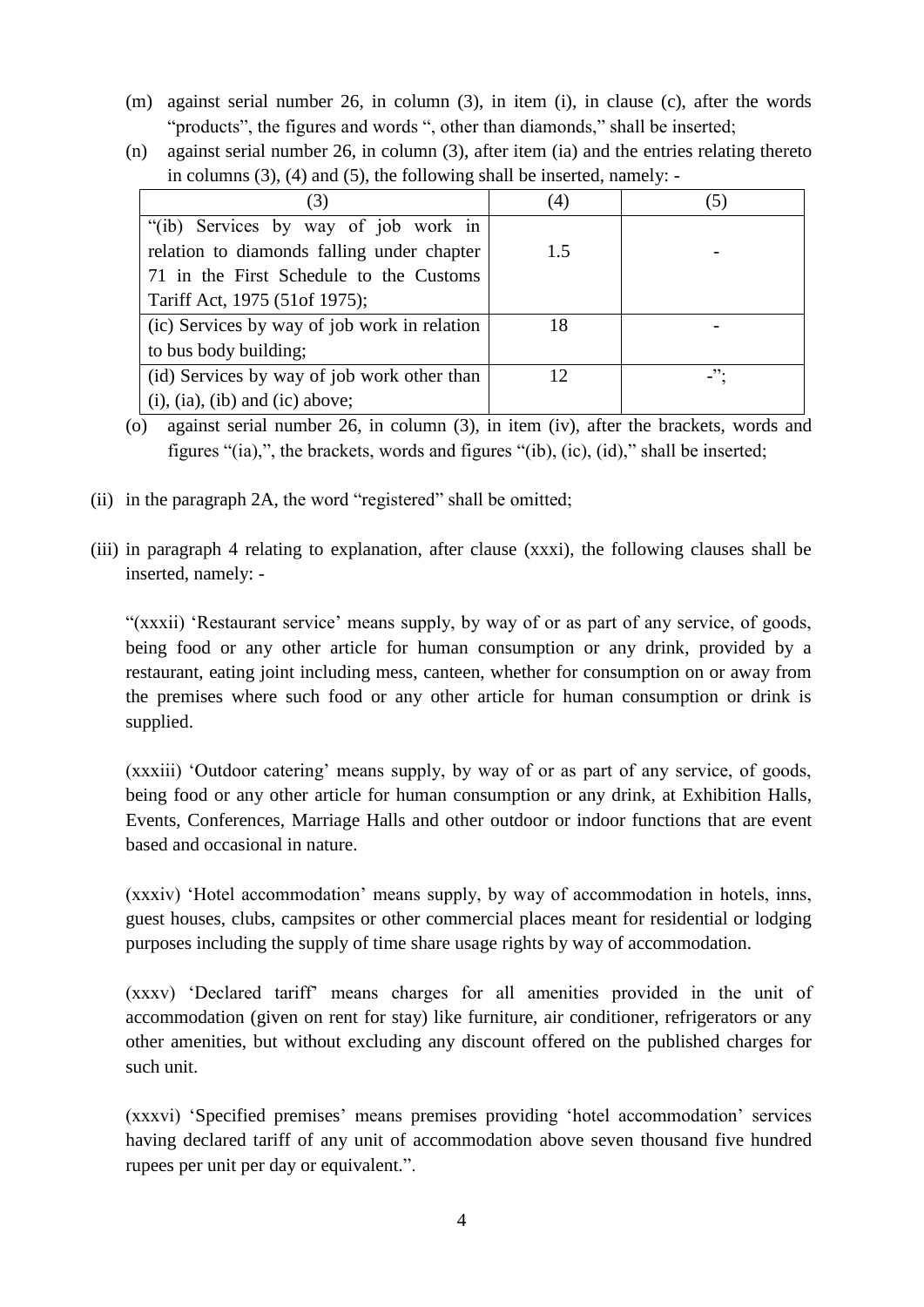(m) against serial number 26, in column (3), in item (i), in clause (c), after the words "products", the figures and words ", other than diamonds," shall be inserted;

(n) against serial number 26, in column (3), after item (ia) and the entries relating thereto in columns (3), (4) and (5), the following shall be inserted, namely: -

| (3) | (4) | (5) |
|---|---|---|
| "(ib) Services by way of job work in relation to diamonds falling under chapter 71 in the First Schedule to the Customs Tariff Act, 1975 (51of 1975); | 1.5 | - |
| (ic) Services by way of job work in relation to bus body building; | 18 | - |
| (id) Services by way of job work other than (i), (ia), (ib) and (ic) above; | 12 | -"; |

(o) against serial number 26, in column (3), in item (iv), after the brackets, words and figures "(ia),", the brackets, words and figures "(ib), (ic), (id)," shall be inserted;

(ii) in the paragraph 2A, the word "registered" shall be omitted;

(iii) in paragraph 4 relating to explanation, after clause (xxxi), the following clauses shall be inserted, namely: -

"(xxxii) 'Restaurant service' means supply, by way of or as part of any service, of goods, being food or any other article for human consumption or any drink, provided by a restaurant, eating joint including mess, canteen, whether for consumption on or away from the premises where such food or any other article for human consumption or drink is supplied.

(xxxiii) 'Outdoor catering' means supply, by way of or as part of any service, of goods, being food or any other article for human consumption or any drink, at Exhibition Halls, Events, Conferences, Marriage Halls and other outdoor or indoor functions that are event based and occasional in nature.

(xxxiv) 'Hotel accommodation' means supply, by way of accommodation in hotels, inns, guest houses, clubs, campsites or other commercial places meant for residential or lodging purposes including the supply of time share usage rights by way of accommodation.

(xxxv) 'Declared tariff' means charges for all amenities provided in the unit of accommodation (given on rent for stay) like furniture, air conditioner, refrigerators or any other amenities, but without excluding any discount offered on the published charges for such unit.

(xxxvi) 'Specified premises' means premises providing 'hotel accommodation' services having declared tariff of any unit of accommodation above seven thousand five hundred rupees per unit per day or equivalent.".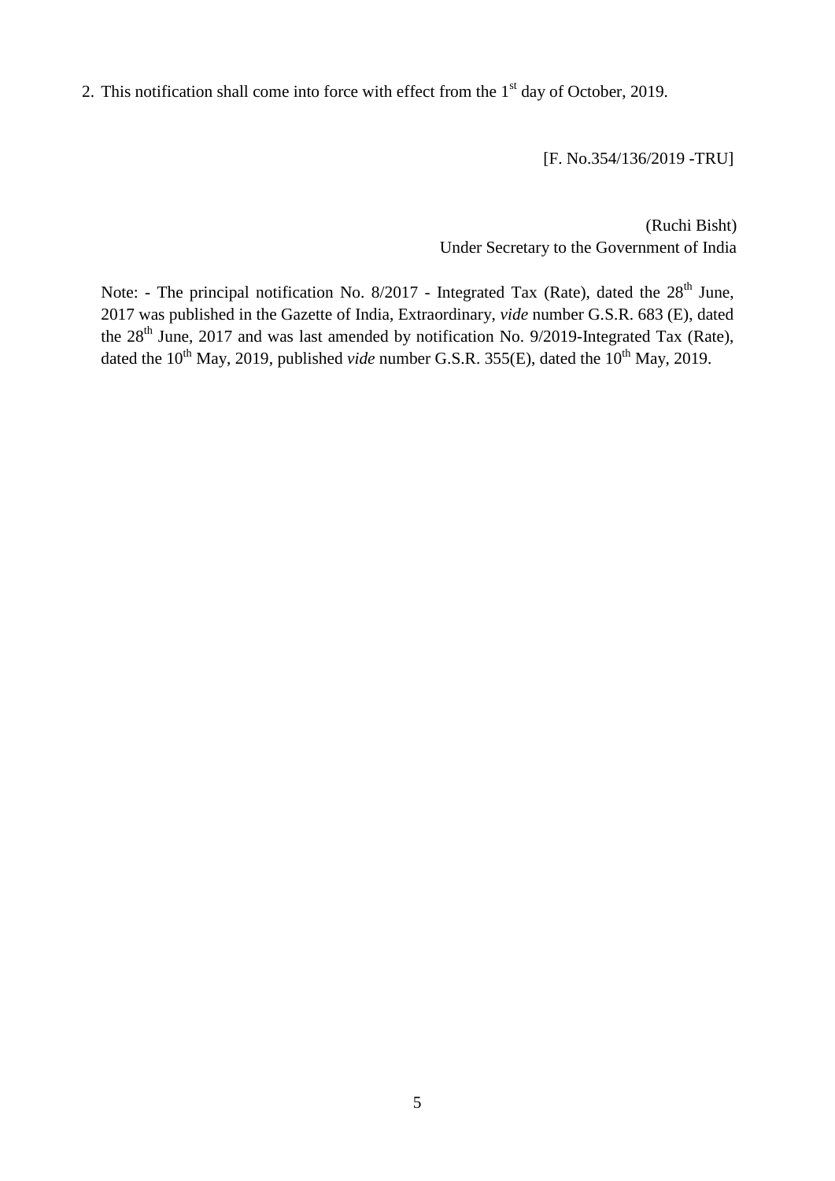2. This notification shall come into force with effect from the 1st day of October, 2019.

[F. No.354/136/2019 -TRU]

(Ruchi Bisht)
Under Secretary to the Government of India

Note: - The principal notification No. 8/2017 - Integrated Tax (Rate), dated the 28th June, 2017 was published in the Gazette of India, Extraordinary, *vide* number G.S.R. 683 (E), dated the 28th June, 2017 and was last amended by notification No. 9/2019-Integrated Tax (Rate), dated the 10th May, 2019, published *vide* number G.S.R. 355(E), dated the 10th May, 2019.